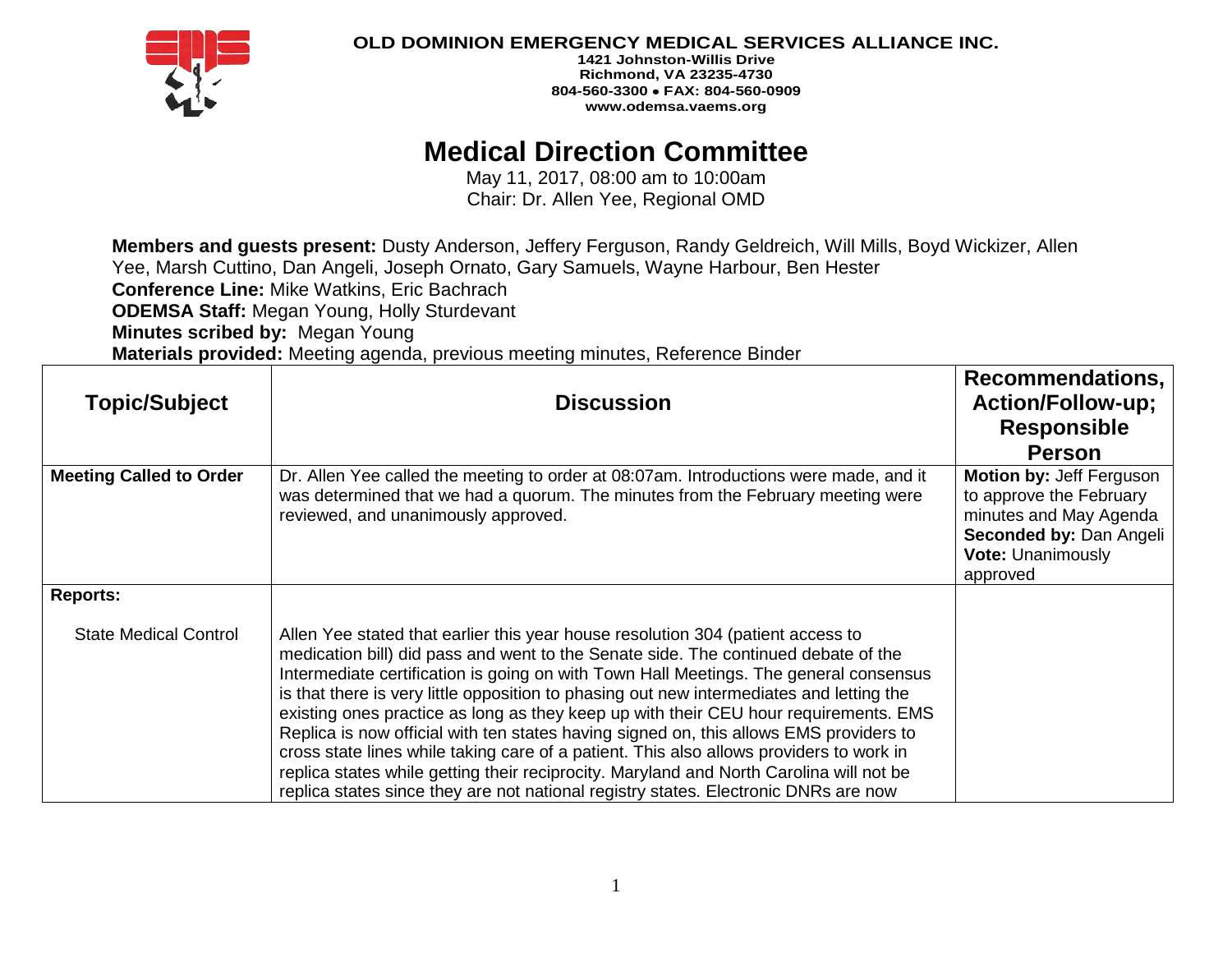**OLD DOMINION EMERGENCY MEDICAL SERVICES ALLIANCE INC.**
**1421 Johnston-Willis Drive**
**Richmond, VA 23235-4730**
**804-560-3300 • FAX: 804-560-0909**
**www.odemsa.vaems.org**

# Medical Direction Committee

May 11, 2017, 08:00 am to 10:00am
Chair: Dr. Allen Yee, Regional OMD

**Members and guests present:** Dusty Anderson, Jeffery Ferguson, Randy Geldreich, Will Mills, Boyd Wickizer, Allen Yee, Marsh Cuttino, Dan Angeli, Joseph Ornato, Gary Samuels, Wayne Harbour, Ben Hester
**Conference Line:** Mike Watkins, Eric Bachrach
**ODEMSA Staff:** Megan Young, Holly Sturdevant
**Minutes scribed by:** Megan Young
**Materials provided:** Meeting agenda, previous meeting minutes, Reference Binder

| Topic/Subject | Discussion | Recommendations, Action/Follow-up; Responsible Person |
|---|---|---|
| **Meeting Called to Order** | Dr. Allen Yee called the meeting to order at 08:07am. Introductions were made, and it was determined that we had a quorum. The minutes from the February meeting were reviewed, and unanimously approved. | **Motion by:** Jeff Ferguson to approve the February minutes and May Agenda **Seconded by:** Dan Angeli **Vote:** Unanimously approved |
| **Reports:** | | |
| State Medical Control | Allen Yee stated that earlier this year house resolution 304 (patient access to medication bill) did pass and went to the Senate side. The continued debate of the Intermediate certification is going on with Town Hall Meetings. The general consensus is that there is very little opposition to phasing out new intermediates and letting the existing ones practice as long as they keep up with their CEU hour requirements. EMS Replica is now official with ten states having signed on, this allows EMS providers to cross state lines while taking care of a patient. This also allows providers to work in replica states while getting their reciprocity. Maryland and North Carolina will not be replica states since they are not national registry states. Electronic DNRs are now | |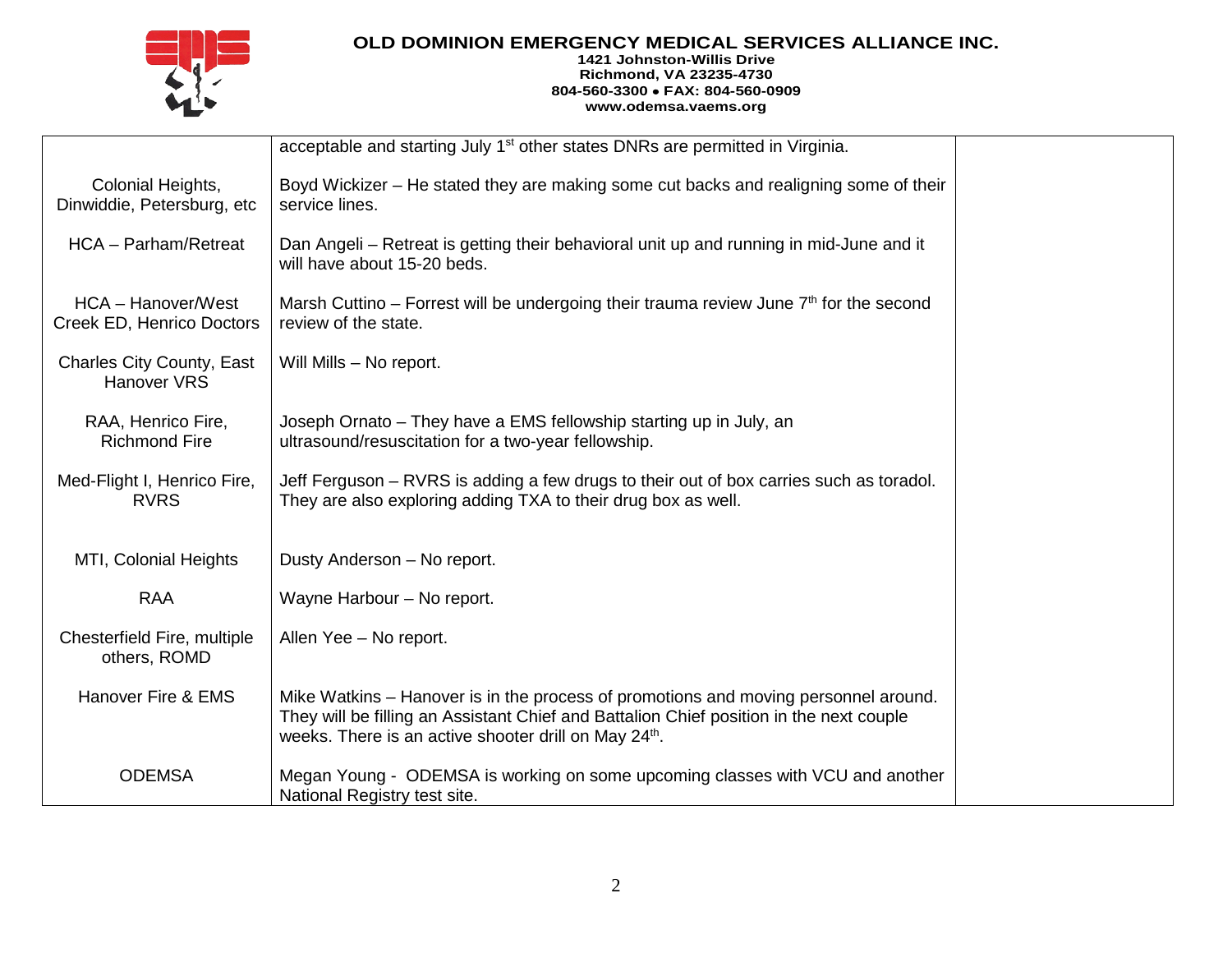**OLD DOMINION EMERGENCY MEDICAL SERVICES ALLIANCE INC.**
**1421 Johnston-Willis Drive**
**Richmond, VA 23235-4730**
**804-560-3300 • FAX: 804-560-0909**
**www.odemsa.vaems.org**

| | | |
|---|---|---|
| | acceptable and starting July 1st other states DNRs are permitted in Virginia. | |
| Colonial Heights, Dinwiddie, Petersburg, etc | Boyd Wickizer – He stated they are making some cut backs and realigning some of their service lines. | |
| HCA – Parham/Retreat | Dan Angeli – Retreat is getting their behavioral unit up and running in mid-June and it will have about 15-20 beds. | |
| HCA – Hanover/West Creek ED, Henrico Doctors | Marsh Cuttino – Forrest will be undergoing their trauma review June 7th for the second review of the state. | |
| Charles City County, East Hanover VRS | Will Mills – No report. | |
| RAA, Henrico Fire, Richmond Fire | Joseph Ornato – They have a EMS fellowship starting up in July, an ultrasound/resuscitation for a two-year fellowship. | |
| Med-Flight I, Henrico Fire, RVRS | Jeff Ferguson – RVRS is adding a few drugs to their out of box carries such as toradol. They are also exploring adding TXA to their drug box as well. | |
| MTI, Colonial Heights | Dusty Anderson – No report. | |
| RAA | Wayne Harbour – No report. | |
| Chesterfield Fire, multiple others, ROMD | Allen Yee – No report. | |
| Hanover Fire & EMS | Mike Watkins – Hanover is in the process of promotions and moving personnel around. They will be filling an Assistant Chief and Battalion Chief position in the next couple weeks. There is an active shooter drill on May 24th. | |
| ODEMSA | Megan Young - ODEMSA is working on some upcoming classes with VCU and another National Registry test site. | |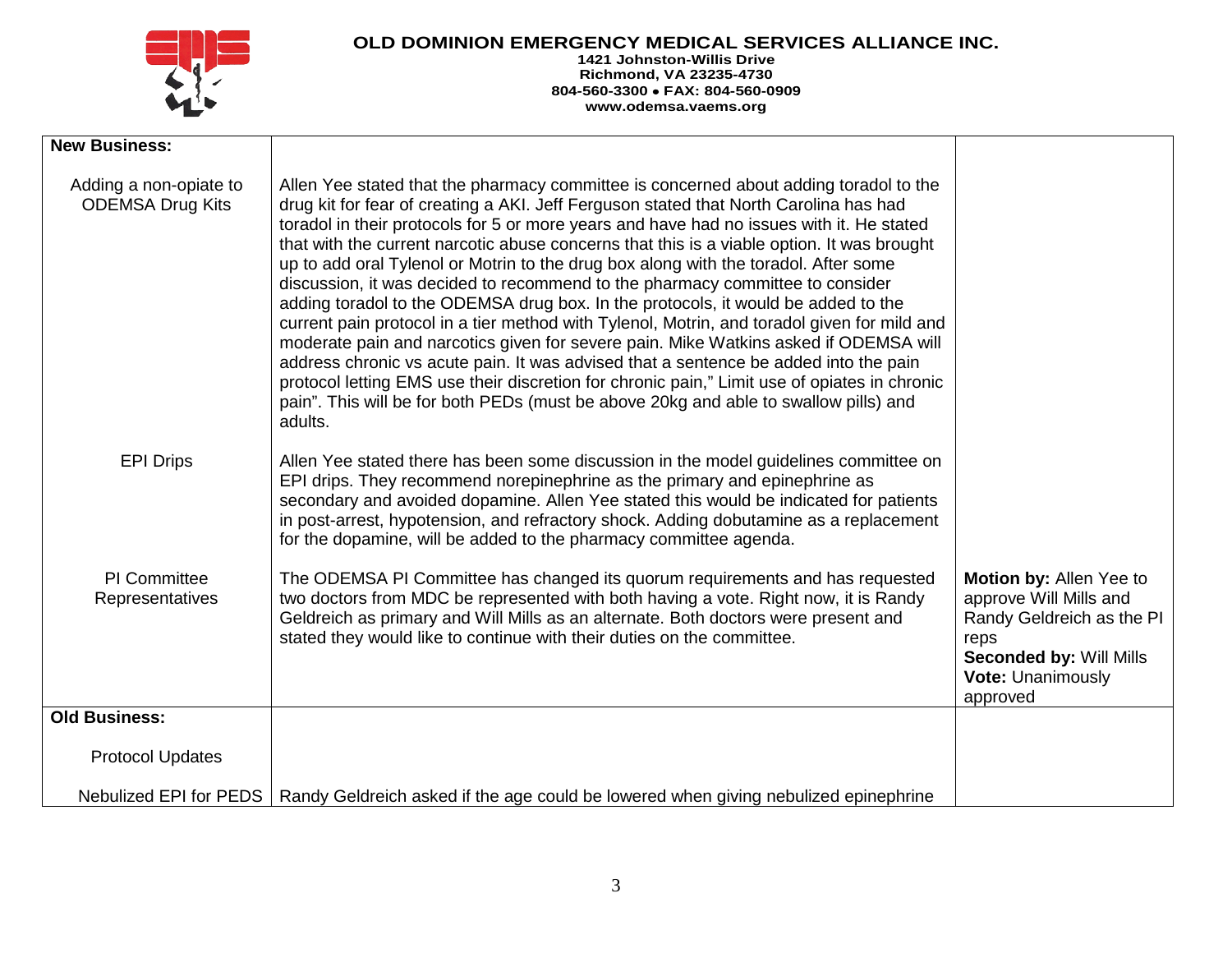**OLD DOMINION EMERGENCY MEDICAL SERVICES ALLIANCE INC.**
**1421 Johnston-Willis Drive**
**Richmond, VA 23235-4730**
**804-560-3300 • FAX: 804-560-0909**
**www.odemsa.vaems.org**

| **New Business:** | | |
|---|---|---|
| Adding a non-opiate to ODEMSA Drug Kits | Allen Yee stated that the pharmacy committee is concerned about adding toradol to the drug kit for fear of creating a AKI. Jeff Ferguson stated that North Carolina has had toradol in their protocols for 5 or more years and have had no issues with it. He stated that with the current narcotic abuse concerns that this is a viable option. It was brought up to add oral Tylenol or Motrin to the drug box along with the toradol. After some discussion, it was decided to recommend to the pharmacy committee to consider adding toradol to the ODEMSA drug box. In the protocols, it would be added to the current pain protocol in a tier method with Tylenol, Motrin, and toradol given for mild and moderate pain and narcotics given for severe pain. Mike Watkins asked if ODEMSA will address chronic vs acute pain. It was advised that a sentence be added into the pain protocol letting EMS use their discretion for chronic pain," Limit use of opiates in chronic pain". This will be for both PEDs (must be above 20kg and able to swallow pills) and adults. | |
| EPI Drips | Allen Yee stated there has been some discussion in the model guidelines committee on EPI drips. They recommend norepinephrine as the primary and epinephrine as secondary and avoided dopamine. Allen Yee stated this would be indicated for patients in post-arrest, hypotension, and refractory shock. Adding dobutamine as a replacement for the dopamine, will be added to the pharmacy committee agenda. | |
| PI Committee Representatives | The ODEMSA PI Committee has changed its quorum requirements and has requested two doctors from MDC be represented with both having a vote. Right now, it is Randy Geldreich as primary and Will Mills as an alternate. Both doctors were present and stated they would like to continue with their duties on the committee. | **Motion by:** Allen Yee to approve Will Mills and Randy Geldreich as the PI reps **Seconded by:** Will Mills **Vote:** Unanimously approved |
| **Old Business:** | | |
| Protocol Updates | | |
| Nebulized EPI for PEDS | Randy Geldreich asked if the age could be lowered when giving nebulized epinephrine | |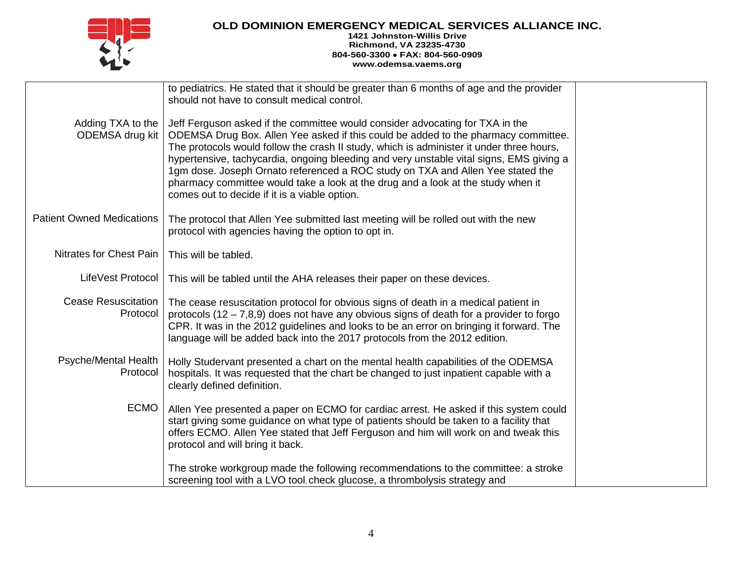| | | |
|---|---|---|
| | to pediatrics. He stated that it should be greater than 6 months of age and the provider should not have to consult medical control. | |
| Adding TXA to the ODEMSA drug kit | Jeff Ferguson asked if the committee would consider advocating for TXA in the ODEMSA Drug Box. Allen Yee asked if this could be added to the pharmacy committee. The protocols would follow the crash II study, which is administer it under three hours, hypertensive, tachycardia, ongoing bleeding and very unstable vital signs, EMS giving a 1gm dose. Joseph Ornato referenced a ROC study on TXA and Allen Yee stated the pharmacy committee would take a look at the drug and a look at the study when it comes out to decide if it is a viable option. | |
| Patient Owned Medications | The protocol that Allen Yee submitted last meeting will be rolled out with the new protocol with agencies having the option to opt in. | |
| Nitrates for Chest Pain | This will be tabled. | |
| LifeVest Protocol | This will be tabled until the AHA releases their paper on these devices. | |
| Cease Resuscitation Protocol | The cease resuscitation protocol for obvious signs of death in a medical patient in protocols (12 – 7,8,9) does not have any obvious signs of death for a provider to forgo CPR. It was in the 2012 guidelines and looks to be an error on bringing it forward. The language will be added back into the 2017 protocols from the 2012 edition. | |
| Psyche/Mental Health Protocol | Holly Studervant presented a chart on the mental health capabilities of the ODEMSA hospitals. It was requested that the chart be changed to just inpatient capable with a clearly defined definition. | |
| ECMO | Allen Yee presented a paper on ECMO for cardiac arrest. He asked if this system could start giving some guidance on what type of patients should be taken to a facility that offers ECMO. Allen Yee stated that Jeff Ferguson and him will work on and tweak this protocol and will bring it back. | |
| | The stroke workgroup made the following recommendations to the committee: a stroke screening tool with a LVO tool, check glucose, a thrombolysis strategy and | |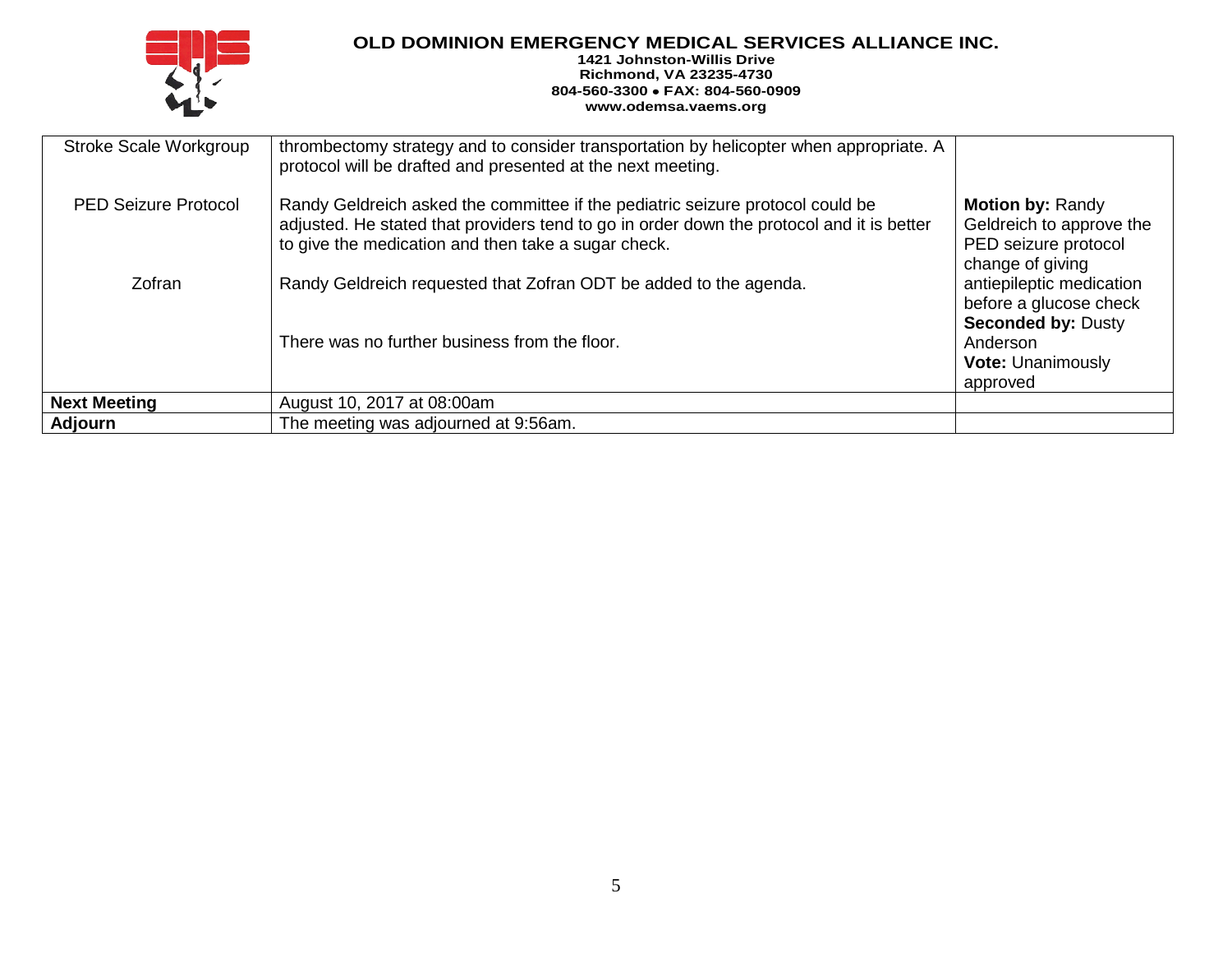**OLD DOMINION EMERGENCY MEDICAL SERVICES ALLIANCE INC.**
**1421 Johnston-Willis Drive**
**Richmond, VA 23235-4730**
**804-560-3300 • FAX: 804-560-0909**
**www.odemsa.vaems.org**

| | | |
|---|---|---|
| Stroke Scale Workgroup | thrombectomy strategy and to consider transportation by helicopter when appropriate. A protocol will be drafted and presented at the next meeting. | |
| PED Seizure Protocol<br><br>Zofran | Randy Geldreich asked the committee if the pediatric seizure protocol could be adjusted. He stated that providers tend to go in order down the protocol and it is better to give the medication and then take a sugar check.<br><br>Randy Geldreich requested that Zofran ODT be added to the agenda.<br><br>There was no further business from the floor. | **Motion by:** Randy Geldreich to approve the PED seizure protocol change of giving antiepileptic medication before a glucose check<br>**Seconded by:** Dusty Anderson<br>**Vote:** Unanimously approved |
| **Next Meeting** | August 10, 2017 at 08:00am | |
| **Adjourn** | The meeting was adjourned at 9:56am. | |